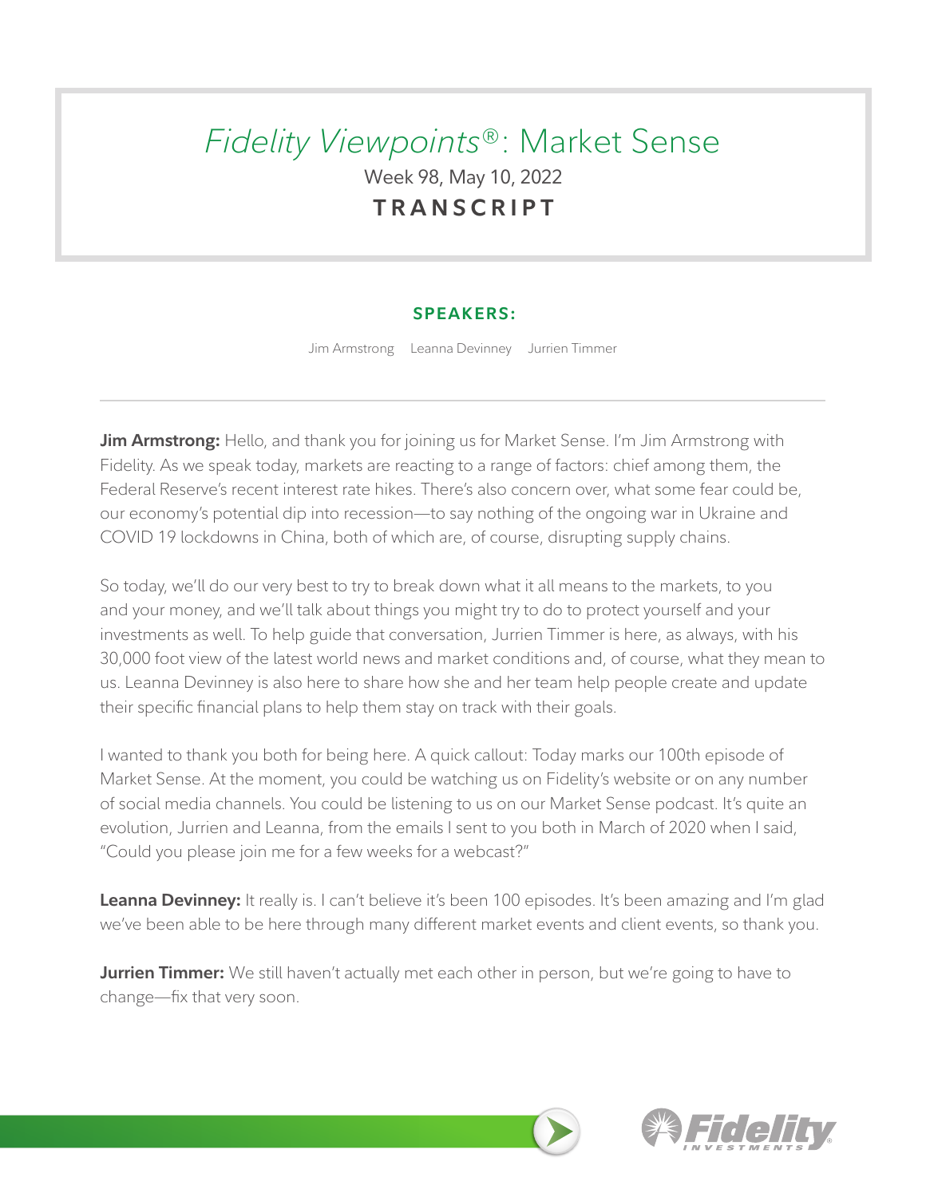# *Fidelity Viewpoints®*: Market Sense

Week 98, May 10, 2022

**TRANSCRIPT**

**SPEAKERS:**

Jim Armstrong Leanna Devinney Jurrien Timmer

---

**Jim Armstrong:** Hello, and thank you for joining us for Market Sense. I'm Jim Armstrong with Fidelity. As we speak today, markets are reacting to a range of factors: chief among them, the Federal Reserve's recent interest rate hikes. There's also concern over, what some fear could be, our economy's potential dip into recession—to say nothing of the ongoing war in Ukraine and COVID 19 lockdowns in China, both of which are, of course, disrupting supply chains.

So today, we'll do our very best to try to break down what it all means to the markets, to you and your money, and we'll talk about things you might try to do to protect yourself and your investments as well. To help guide that conversation, Jurrien Timmer is here, as always, with his 30,000 foot view of the latest world news and market conditions and, of course, what they mean to us. Leanna Devinney is also here to share how she and her team help people create and update their specific financial plans to help them stay on track with their goals.

I wanted to thank you both for being here. A quick callout: Today marks our 100th episode of Market Sense. At the moment, you could be watching us on Fidelity's website or on any number of social media channels. You could be listening to us on our Market Sense podcast. It's quite an evolution, Jurrien and Leanna, from the emails I sent to you both in March of 2020 when I said, "Could you please join me for a few weeks for a webcast?"

**Leanna Devinney:** It really is. I can't believe it's been 100 episodes. It's been amazing and I'm glad we've been able to be here through many different market events and client events, so thank you.

**Jurrien Timmer:** We still haven't actually met each other in person, but we're going to have to change—fix that very soon.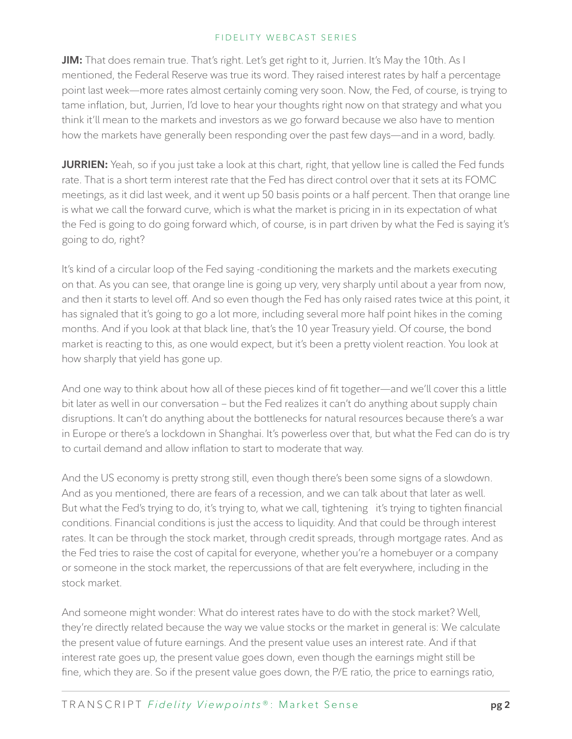**JIM:** That does remain true. That's right. Let's get right to it, Jurrien. It's May the 10th. As I mentioned, the Federal Reserve was true its word. They raised interest rates by half a percentage point last week—more rates almost certainly coming very soon. Now, the Fed, of course, is trying to tame inflation, but, Jurrien, I'd love to hear your thoughts right now on that strategy and what you think it'll mean to the markets and investors as we go forward because we also have to mention how the markets have generally been responding over the past few days—and in a word, badly.

**JURRIEN:** Yeah, so if you just take a look at this chart, right, that yellow line is called the Fed funds rate. That is a short term interest rate that the Fed has direct control over that it sets at its FOMC meetings, as it did last week, and it went up 50 basis points or a half percent. Then that orange line is what we call the forward curve, which is what the market is pricing in in its expectation of what the Fed is going to do going forward which, of course, is in part driven by what the Fed is saying it's going to do, right?

It's kind of a circular loop of the Fed saying -conditioning the markets and the markets executing on that. As you can see, that orange line is going up very, very sharply until about a year from now, and then it starts to level off. And so even though the Fed has only raised rates twice at this point, it has signaled that it's going to go a lot more, including several more half point hikes in the coming months. And if you look at that black line, that's the 10 year Treasury yield. Of course, the bond market is reacting to this, as one would expect, but it's been a pretty violent reaction. You look at how sharply that yield has gone up.

And one way to think about how all of these pieces kind of fit together—and we'll cover this a little bit later as well in our conversation – but the Fed realizes it can't do anything about supply chain disruptions. It can't do anything about the bottlenecks for natural resources because there's a war in Europe or there's a lockdown in Shanghai. It's powerless over that, but what the Fed can do is try to curtail demand and allow inflation to start to moderate that way.

And the US economy is pretty strong still, even though there's been some signs of a slowdown. And as you mentioned, there are fears of a recession, and we can talk about that later as well. But what the Fed's trying to do, it's trying to, what we call, tightening it's trying to tighten financial conditions. Financial conditions is just the access to liquidity. And that could be through interest rates. It can be through the stock market, through credit spreads, through mortgage rates. And as the Fed tries to raise the cost of capital for everyone, whether you're a homebuyer or a company or someone in the stock market, the repercussions of that are felt everywhere, including in the stock market.

And someone might wonder: What do interest rates have to do with the stock market? Well, they're directly related because the way we value stocks or the market in general is: We calculate the present value of future earnings. And the present value uses an interest rate. And if that interest rate goes up, the present value goes down, even though the earnings might still be fine, which they are. So if the present value goes down, the P/E ratio, the price to earnings ratio,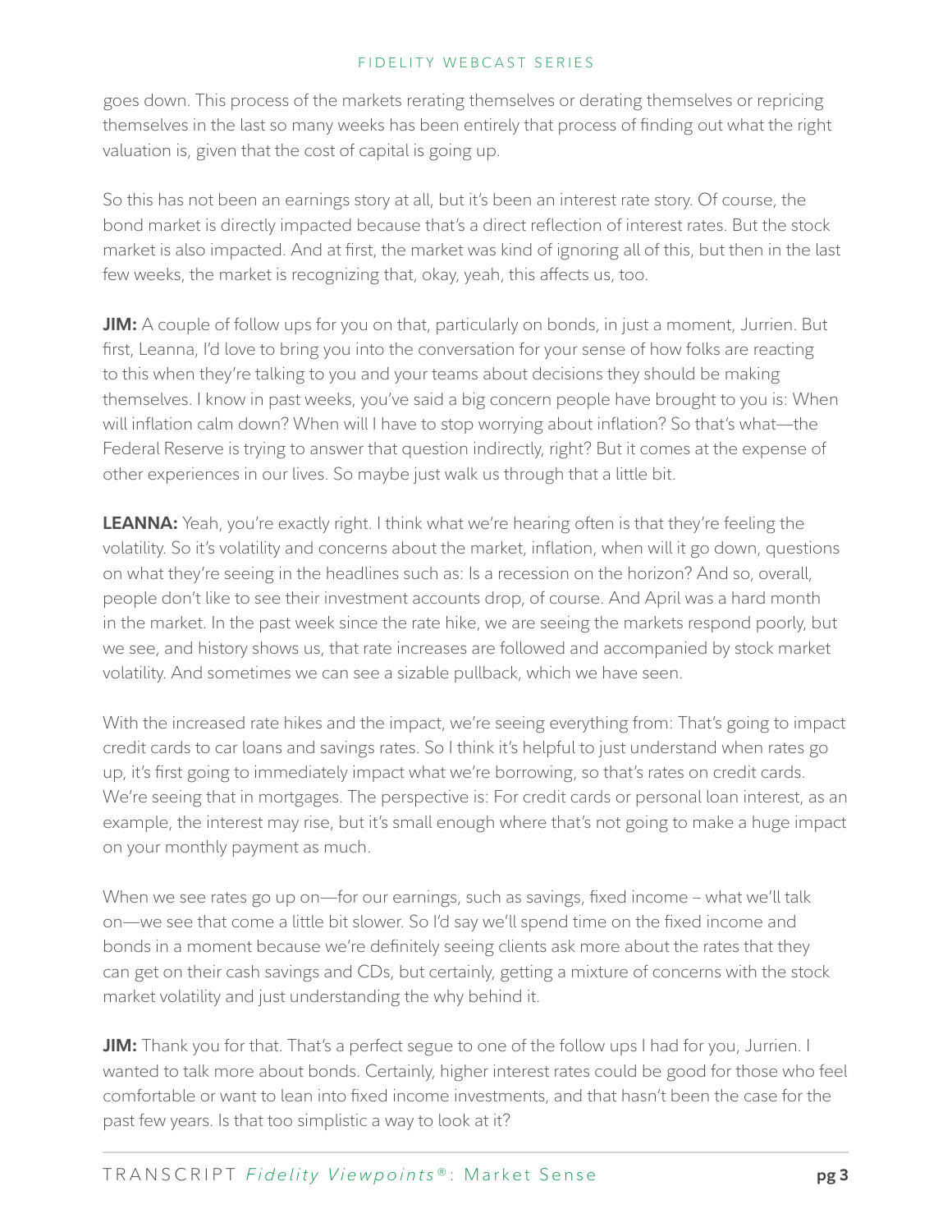goes down. This process of the markets rerating themselves or derating themselves or repricing themselves in the last so many weeks has been entirely that process of finding out what the right valuation is, given that the cost of capital is going up.

So this has not been an earnings story at all, but it's been an interest rate story. Of course, the bond market is directly impacted because that's a direct reflection of interest rates. But the stock market is also impacted. And at first, the market was kind of ignoring all of this, but then in the last few weeks, the market is recognizing that, okay, yeah, this affects us, too.

**JIM:** A couple of follow ups for you on that, particularly on bonds, in just a moment, Jurrien. But first, Leanna, I'd love to bring you into the conversation for your sense of how folks are reacting to this when they're talking to you and your teams about decisions they should be making themselves. I know in past weeks, you've said a big concern people have brought to you is: When will inflation calm down? When will I have to stop worrying about inflation? So that's what—the Federal Reserve is trying to answer that question indirectly, right? But it comes at the expense of other experiences in our lives. So maybe just walk us through that a little bit.

**LEANNA:** Yeah, you're exactly right. I think what we're hearing often is that they're feeling the volatility. So it's volatility and concerns about the market, inflation, when will it go down, questions on what they're seeing in the headlines such as: Is a recession on the horizon? And so, overall, people don't like to see their investment accounts drop, of course. And April was a hard month in the market. In the past week since the rate hike, we are seeing the markets respond poorly, but we see, and history shows us, that rate increases are followed and accompanied by stock market volatility. And sometimes we can see a sizable pullback, which we have seen.

With the increased rate hikes and the impact, we're seeing everything from: That's going to impact credit cards to car loans and savings rates. So I think it's helpful to just understand when rates go up, it's first going to immediately impact what we're borrowing, so that's rates on credit cards. We're seeing that in mortgages. The perspective is: For credit cards or personal loan interest, as an example, the interest may rise, but it's small enough where that's not going to make a huge impact on your monthly payment as much.

When we see rates go up on—for our earnings, such as savings, fixed income – what we'll talk on—we see that come a little bit slower. So I'd say we'll spend time on the fixed income and bonds in a moment because we're definitely seeing clients ask more about the rates that they can get on their cash savings and CDs, but certainly, getting a mixture of concerns with the stock market volatility and just understanding the why behind it.

**JIM:** Thank you for that. That's a perfect segue to one of the follow ups I had for you, Jurrien. I wanted to talk more about bonds. Certainly, higher interest rates could be good for those who feel comfortable or want to lean into fixed income investments, and that hasn't been the case for the past few years. Is that too simplistic a way to look at it?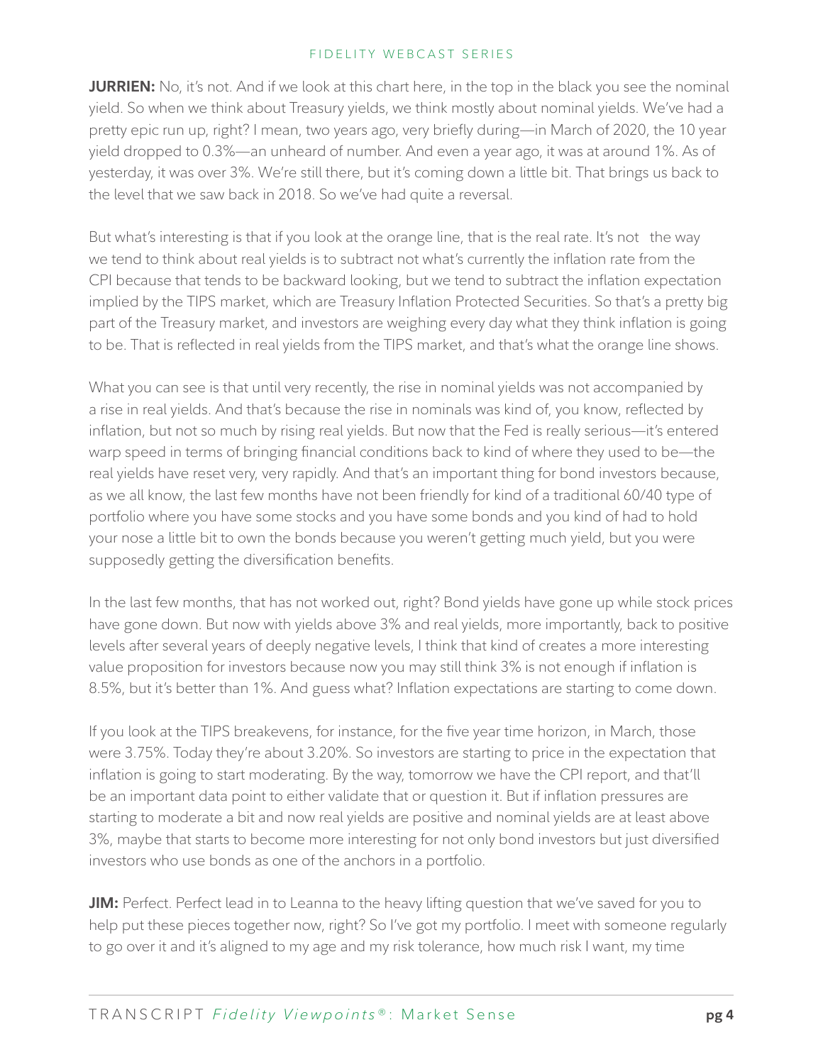**JURRIEN:** No, it's not. And if we look at this chart here, in the top in the black you see the nominal yield. So when we think about Treasury yields, we think mostly about nominal yields. We've had a pretty epic run up, right? I mean, two years ago, very briefly during—in March of 2020, the 10 year yield dropped to 0.3%—an unheard of number. And even a year ago, it was at around 1%. As of yesterday, it was over 3%. We're still there, but it's coming down a little bit. That brings us back to the level that we saw back in 2018. So we've had quite a reversal.

But what's interesting is that if you look at the orange line, that is the real rate. It's not the way we tend to think about real yields is to subtract not what's currently the inflation rate from the CPI because that tends to be backward looking, but we tend to subtract the inflation expectation implied by the TIPS market, which are Treasury Inflation Protected Securities. So that's a pretty big part of the Treasury market, and investors are weighing every day what they think inflation is going to be. That is reflected in real yields from the TIPS market, and that's what the orange line shows.

What you can see is that until very recently, the rise in nominal yields was not accompanied by a rise in real yields. And that's because the rise in nominals was kind of, you know, reflected by inflation, but not so much by rising real yields. But now that the Fed is really serious—it's entered warp speed in terms of bringing financial conditions back to kind of where they used to be—the real yields have reset very, very rapidly. And that's an important thing for bond investors because, as we all know, the last few months have not been friendly for kind of a traditional 60/40 type of portfolio where you have some stocks and you have some bonds and you kind of had to hold your nose a little bit to own the bonds because you weren't getting much yield, but you were supposedly getting the diversification benefits.

In the last few months, that has not worked out, right? Bond yields have gone up while stock prices have gone down. But now with yields above 3% and real yields, more importantly, back to positive levels after several years of deeply negative levels, I think that kind of creates a more interesting value proposition for investors because now you may still think 3% is not enough if inflation is 8.5%, but it's better than 1%. And guess what? Inflation expectations are starting to come down.

If you look at the TIPS breakevens, for instance, for the five year time horizon, in March, those were 3.75%. Today they're about 3.20%. So investors are starting to price in the expectation that inflation is going to start moderating. By the way, tomorrow we have the CPI report, and that'll be an important data point to either validate that or question it. But if inflation pressures are starting to moderate a bit and now real yields are positive and nominal yields are at least above 3%, maybe that starts to become more interesting for not only bond investors but just diversified investors who use bonds as one of the anchors in a portfolio.

**JIM:** Perfect. Perfect lead in to Leanna to the heavy lifting question that we've saved for you to help put these pieces together now, right? So I've got my portfolio. I meet with someone regularly to go over it and it's aligned to my age and my risk tolerance, how much risk I want, my time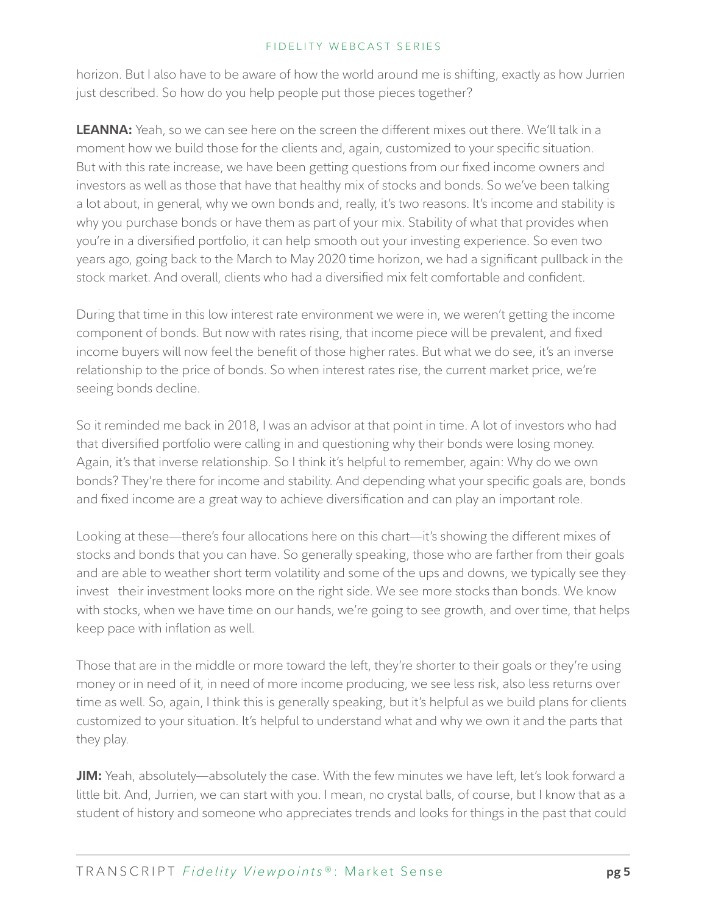horizon. But I also have to be aware of how the world around me is shifting, exactly as how Jurrien just described. So how do you help people put those pieces together?

**LEANNA:** Yeah, so we can see here on the screen the different mixes out there. We'll talk in a moment how we build those for the clients and, again, customized to your specific situation. But with this rate increase, we have been getting questions from our fixed income owners and investors as well as those that have that healthy mix of stocks and bonds. So we've been talking a lot about, in general, why we own bonds and, really, it's two reasons. It's income and stability is why you purchase bonds or have them as part of your mix. Stability of what that provides when you're in a diversified portfolio, it can help smooth out your investing experience. So even two years ago, going back to the March to May 2020 time horizon, we had a significant pullback in the stock market. And overall, clients who had a diversified mix felt comfortable and confident.

During that time in this low interest rate environment we were in, we weren't getting the income component of bonds. But now with rates rising, that income piece will be prevalent, and fixed income buyers will now feel the benefit of those higher rates. But what we do see, it's an inverse relationship to the price of bonds. So when interest rates rise, the current market price, we're seeing bonds decline.

So it reminded me back in 2018, I was an advisor at that point in time. A lot of investors who had that diversified portfolio were calling in and questioning why their bonds were losing money. Again, it's that inverse relationship. So I think it's helpful to remember, again: Why do we own bonds? They're there for income and stability. And depending what your specific goals are, bonds and fixed income are a great way to achieve diversification and can play an important role.

Looking at these—there's four allocations here on this chart—it's showing the different mixes of stocks and bonds that you can have. So generally speaking, those who are farther from their goals and are able to weather short term volatility and some of the ups and downs, we typically see they invest their investment looks more on the right side. We see more stocks than bonds. We know with stocks, when we have time on our hands, we're going to see growth, and over time, that helps keep pace with inflation as well.

Those that are in the middle or more toward the left, they're shorter to their goals or they're using money or in need of it, in need of more income producing, we see less risk, also less returns over time as well. So, again, I think this is generally speaking, but it's helpful as we build plans for clients customized to your situation. It's helpful to understand what and why we own it and the parts that they play.

**JIM:** Yeah, absolutely—absolutely the case. With the few minutes we have left, let's look forward a little bit. And, Jurrien, we can start with you. I mean, no crystal balls, of course, but I know that as a student of history and someone who appreciates trends and looks for things in the past that could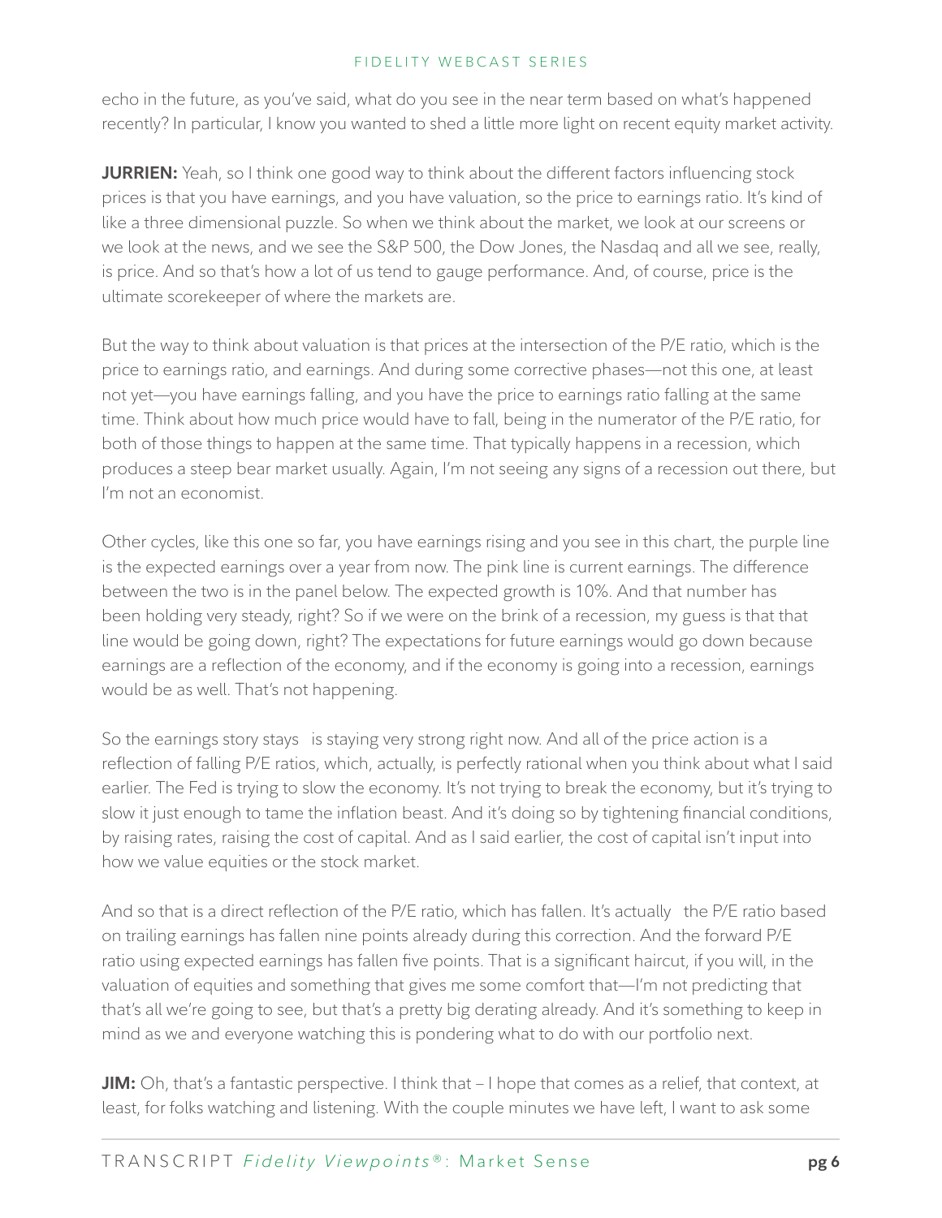echo in the future, as you've said, what do you see in the near term based on what's happened recently? In particular, I know you wanted to shed a little more light on recent equity market activity.

**JURRIEN:** Yeah, so I think one good way to think about the different factors influencing stock prices is that you have earnings, and you have valuation, so the price to earnings ratio. It's kind of like a three dimensional puzzle. So when we think about the market, we look at our screens or we look at the news, and we see the S&P 500, the Dow Jones, the Nasdaq and all we see, really, is price. And so that's how a lot of us tend to gauge performance. And, of course, price is the ultimate scorekeeper of where the markets are.

But the way to think about valuation is that prices at the intersection of the P/E ratio, which is the price to earnings ratio, and earnings. And during some corrective phases—not this one, at least not yet—you have earnings falling, and you have the price to earnings ratio falling at the same time. Think about how much price would have to fall, being in the numerator of the P/E ratio, for both of those things to happen at the same time. That typically happens in a recession, which produces a steep bear market usually. Again, I'm not seeing any signs of a recession out there, but I'm not an economist.

Other cycles, like this one so far, you have earnings rising and you see in this chart, the purple line is the expected earnings over a year from now. The pink line is current earnings. The difference between the two is in the panel below. The expected growth is 10%. And that number has been holding very steady, right? So if we were on the brink of a recession, my guess is that that line would be going down, right? The expectations for future earnings would go down because earnings are a reflection of the economy, and if the economy is going into a recession, earnings would be as well. That's not happening.

So the earnings story stays   is staying very strong right now. And all of the price action is a reflection of falling P/E ratios, which, actually, is perfectly rational when you think about what I said earlier. The Fed is trying to slow the economy. It's not trying to break the economy, but it's trying to slow it just enough to tame the inflation beast. And it's doing so by tightening financial conditions, by raising rates, raising the cost of capital. And as I said earlier, the cost of capital isn't input into how we value equities or the stock market.

And so that is a direct reflection of the P/E ratio, which has fallen. It's actually   the P/E ratio based on trailing earnings has fallen nine points already during this correction. And the forward P/E ratio using expected earnings has fallen five points. That is a significant haircut, if you will, in the valuation of equities and something that gives me some comfort that—I'm not predicting that that's all we're going to see, but that's a pretty big derating already. And it's something to keep in mind as we and everyone watching this is pondering what to do with our portfolio next.

**JIM:** Oh, that's a fantastic perspective. I think that – I hope that comes as a relief, that context, at least, for folks watching and listening. With the couple minutes we have left, I want to ask some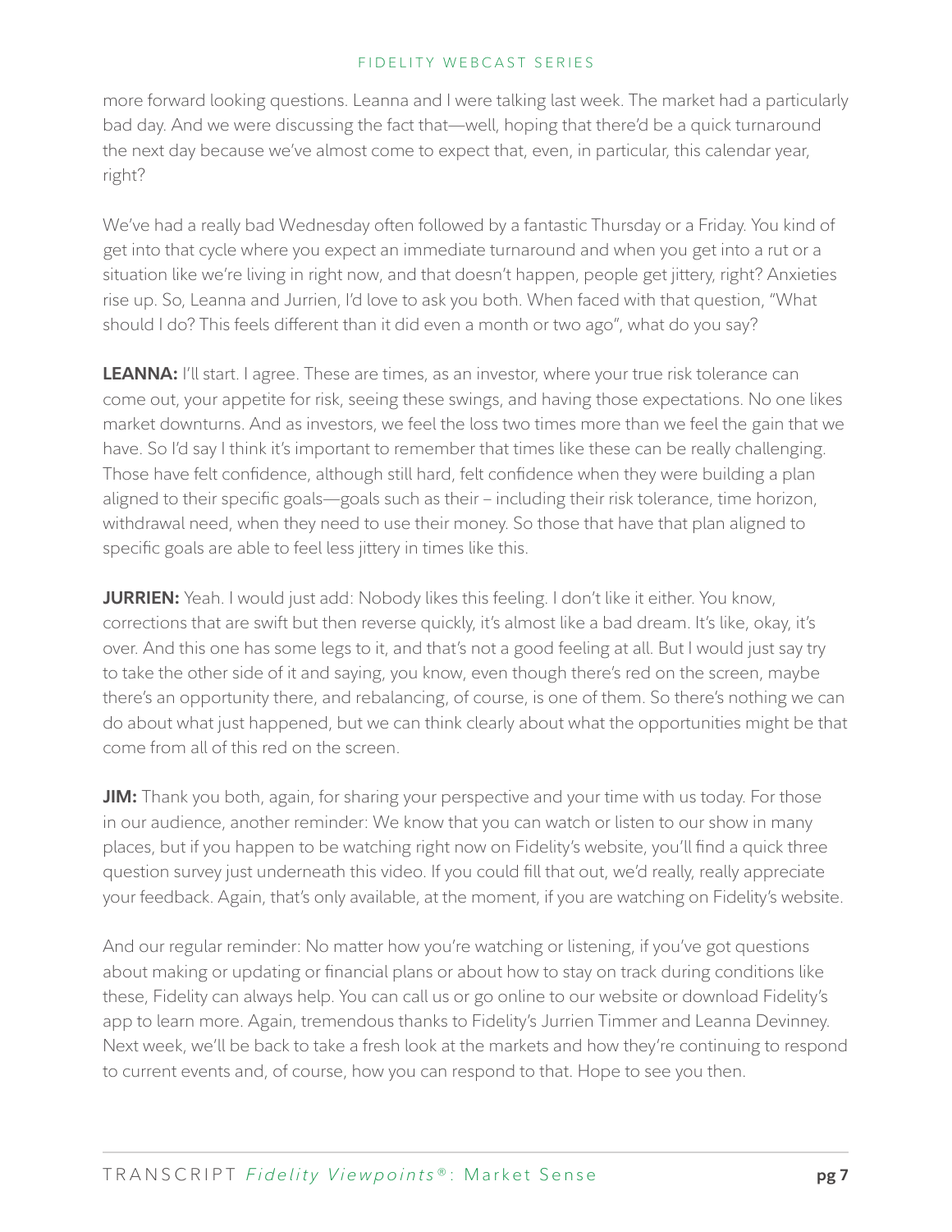more forward looking questions. Leanna and I were talking last week. The market had a particularly bad day. And we were discussing the fact that—well, hoping that there'd be a quick turnaround the next day because we've almost come to expect that, even, in particular, this calendar year, right?

We've had a really bad Wednesday often followed by a fantastic Thursday or a Friday. You kind of get into that cycle where you expect an immediate turnaround and when you get into a rut or a situation like we're living in right now, and that doesn't happen, people get jittery, right? Anxieties rise up. So, Leanna and Jurrien, I'd love to ask you both. When faced with that question, "What should I do? This feels different than it did even a month or two ago", what do you say?

**LEANNA:** I'll start. I agree. These are times, as an investor, where your true risk tolerance can come out, your appetite for risk, seeing these swings, and having those expectations. No one likes market downturns. And as investors, we feel the loss two times more than we feel the gain that we have. So I'd say I think it's important to remember that times like these can be really challenging. Those have felt confidence, although still hard, felt confidence when they were building a plan aligned to their specific goals—goals such as their – including their risk tolerance, time horizon, withdrawal need, when they need to use their money. So those that have that plan aligned to specific goals are able to feel less jittery in times like this.

**JURRIEN:** Yeah. I would just add: Nobody likes this feeling. I don't like it either. You know, corrections that are swift but then reverse quickly, it's almost like a bad dream. It's like, okay, it's over. And this one has some legs to it, and that's not a good feeling at all. But I would just say try to take the other side of it and saying, you know, even though there's red on the screen, maybe there's an opportunity there, and rebalancing, of course, is one of them. So there's nothing we can do about what just happened, but we can think clearly about what the opportunities might be that come from all of this red on the screen.

**JIM:** Thank you both, again, for sharing your perspective and your time with us today. For those in our audience, another reminder: We know that you can watch or listen to our show in many places, but if you happen to be watching right now on Fidelity's website, you'll find a quick three question survey just underneath this video. If you could fill that out, we'd really, really appreciate your feedback. Again, that's only available, at the moment, if you are watching on Fidelity's website.

And our regular reminder: No matter how you're watching or listening, if you've got questions about making or updating or financial plans or about how to stay on track during conditions like these, Fidelity can always help. You can call us or go online to our website or download Fidelity's app to learn more. Again, tremendous thanks to Fidelity's Jurrien Timmer and Leanna Devinney. Next week, we'll be back to take a fresh look at the markets and how they're continuing to respond to current events and, of course, how you can respond to that. Hope to see you then.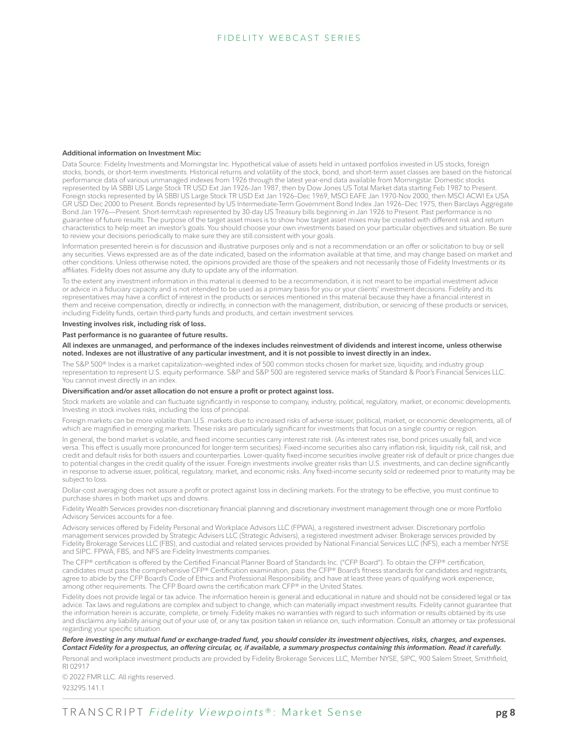**Additional information on Investment Mix:**

Data Source: Fidelity Investments and Morningstar Inc. Hypothetical value of assets held in untaxed portfolios invested in US stocks, foreign stocks, bonds, or short-term investments. Historical returns and volatility of the stock, bond, and short-term asset classes are based on the historical performance data of various unmanaged indexes from 1926 through the latest year-end data available from Morningstar. Domestic stocks represented by IA SBBI US Large Stock TR USD Ext Jan 1926-Jan 1987, then by Dow Jones US Total Market data starting Feb 1987 to Present. Foreign stocks represented by IA SBBI US Large Stock TR USD Ext Jan 1926–Dec 1969, MSCI EAFE Jan 1970-Nov 2000, then MSCI ACWI Ex USA GR USD Dec 2000 to Present. Bonds represented by US Intermediate-Term Government Bond Index Jan 1926–Dec 1975, then Barclays Aggregate Bond Jan 1976—Present. Short-term/cash represented by 30-day US Treasury bills beginning in Jan 1926 to Present. Past performance is no guarantee of future results. The purpose of the target asset mixes is to show how target asset mixes may be created with different risk and return characteristics to help meet an investor's goals. You should choose your own investments based on your particular objectives and situation. Be sure to review your decisions periodically to make sure they are still consistent with your goals.

Information presented herein is for discussion and illustrative purposes only and is not a recommendation or an offer or solicitation to buy or sell any securities. Views expressed are as of the date indicated, based on the information available at that time, and may change based on market and other conditions. Unless otherwise noted, the opinions provided are those of the speakers and not necessarily those of Fidelity Investments or its affiliates. Fidelity does not assume any duty to update any of the information.

To the extent any investment information in this material is deemed to be a recommendation, it is not meant to be impartial investment advice or advice in a fiduciary capacity and is not intended to be used as a primary basis for you or your clients' investment decisions. Fidelity and its representatives may have a conflict of interest in the products or services mentioned in this material because they have a financial interest in them and receive compensation, directly or indirectly, in connection with the management, distribution, or servicing of these products or services, including Fidelity funds, certain third-party funds and products, and certain investment services.

**Investing involves risk, including risk of loss.**

**Past performance is no guarantee of future results.**

**All indexes are unmanaged, and performance of the indexes includes reinvestment of dividends and interest income, unless otherwise noted. Indexes are not illustrative of any particular investment, and it is not possible to invest directly in an index.**

The S&P 500® Index is a market capitalization–weighted index of 500 common stocks chosen for market size, liquidity, and industry group representation to represent U.S. equity performance. S&P and S&P 500 are registered service marks of Standard & Poor's Financial Services LLC. You cannot invest directly in an index.

**Diversification and/or asset allocation do not ensure a profit or protect against loss.**

Stock markets are volatile and can fluctuate significantly in response to company, industry, political, regulatory, market, or economic developments. Investing in stock involves risks, including the loss of principal.

Foreign markets can be more volatile than U.S. markets due to increased risks of adverse issuer, political, market, or economic developments, all of which are magnified in emerging markets. These risks are particularly significant for investments that focus on a single country or region.

In general, the bond market is volatile, and fixed income securities carry interest rate risk. (As interest rates rise, bond prices usually fall, and vice versa. This effect is usually more pronounced for longer-term securities). Fixed-income securities also carry inflation risk, liquidity risk, call risk, and credit and default risks for both issuers and counterparties. Lower-quality fixed-income securities involve greater risk of default or price changes due to potential changes in the credit quality of the issuer. Foreign investments involve greater risks than U.S. investments, and can decline significantly in response to adverse issuer, political, regulatory, market, and economic risks. Any fixed-income security sold or redeemed prior to maturity may be subject to loss.

Dollar-cost averaging does not assure a profit or protect against loss in declining markets. For the strategy to be effective, you must continue to purchase shares in both market ups and downs.

Fidelity Wealth Services provides non-discretionary financial planning and discretionary investment management through one or more Portfolio Advisory Services accounts for a fee.

Advisory services offered by Fidelity Personal and Workplace Advisors LLC (FPWA), a registered investment adviser. Discretionary portfolio management services provided by Strategic Advisers LLC (Strategic Advisers), a registered investment adviser. Brokerage services provided by Fidelity Brokerage Services LLC (FBS), and custodial and related services provided by National Financial Services LLC (NFS), each a member NYSE and SIPC. FPWA, FBS, and NFS are Fidelity Investments companies.

The CFP® certification is offered by the Certified Financial Planner Board of Standards Inc. ("CFP Board"). To obtain the CFP® certification, candidates must pass the comprehensive CFP® Certification examination, pass the CFP® Board's fitness standards for candidates and registrants, agree to abide by the CFP Board's Code of Ethics and Professional Responsibility, and have at least three years of qualifying work experience, among other requirements. The CFP Board owns the certification mark CFP® in the United States.

Fidelity does not provide legal or tax advice. The information herein is general and educational in nature and should not be considered legal or tax advice. Tax laws and regulations are complex and subject to change, which can materially impact investment results. Fidelity cannot guarantee that the information herein is accurate, complete, or timely. Fidelity makes no warranties with regard to such information or results obtained by its use and disclaims any liability arising out of your use of, or any tax position taken in reliance on, such information. Consult an attorney or tax professional regarding your specific situation.

***Before investing in any mutual fund or exchange-traded fund, you should consider its investment objectives, risks, charges, and expenses. Contact Fidelity for a prospectus, an offering circular, or, if available, a summary prospectus containing this information. Read it carefully.***

Personal and workplace investment products are provided by Fidelity Brokerage Services LLC, Member NYSE, SIPC, 900 Salem Street, Smithfield, RI 02917

© 2022 FMR LLC. All rights reserved.

923295.141.1